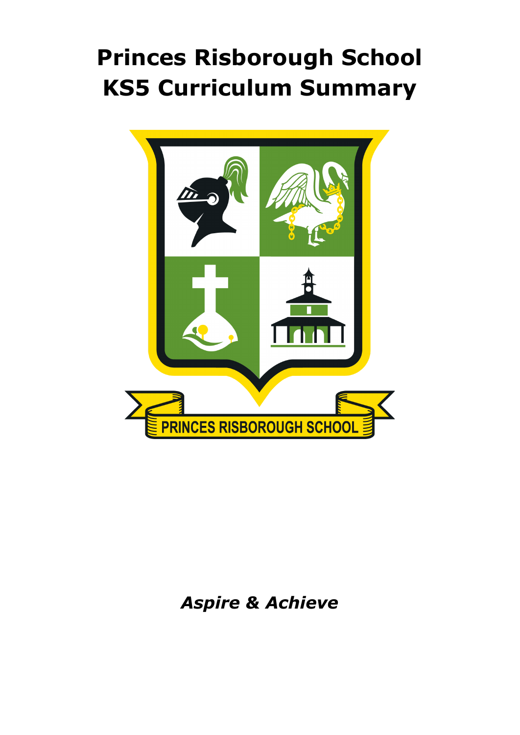# Princes Risborough School
# KS5 Curriculum Summary

*Aspire & Achieve*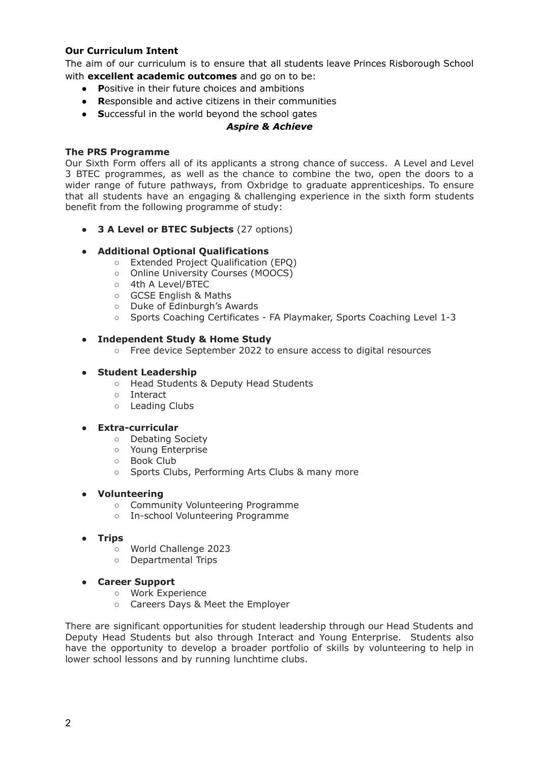**Our Curriculum Intent**

The aim of our curriculum is to ensure that all students leave Princes Risborough School with **excellent academic outcomes** and go on to be:

- **P**ositive in their future choices and ambitions
- **R**esponsible and active citizens in their communities
- **S**uccessful in the world beyond the school gates

***Aspire & Achieve***

**The PRS Programme**

Our Sixth Form offers all of its applicants a strong chance of success. A Level and Level 3 BTEC programmes, as well as the chance to combine the two, open the doors to a wider range of future pathways, from Oxbridge to graduate apprenticeships. To ensure that all students have an engaging & challenging experience in the sixth form students benefit from the following programme of study:

- **3 A Level or BTEC Subjects** (27 options)

- **Additional Optional Qualifications**
  - Extended Project Qualification (EPQ)
  - Online University Courses (MOOCS)
  - 4th A Level/BTEC
  - GCSE English & Maths
  - Duke of Edinburgh's Awards
  - Sports Coaching Certificates - FA Playmaker, Sports Coaching Level 1-3

- **Independent Study & Home Study**
  - Free device September 2022 to ensure access to digital resources

- **Student Leadership**
  - Head Students & Deputy Head Students
  - Interact
  - Leading Clubs

- **Extra-curricular**
  - Debating Society
  - Young Enterprise
  - Book Club
  - Sports Clubs, Performing Arts Clubs & many more

- **Volunteering**
  - Community Volunteering Programme
  - In-school Volunteering Programme

- **Trips**
  - World Challenge 2023
  - Departmental Trips

- **Career Support**
  - Work Experience
  - Careers Days & Meet the Employer

There are significant opportunities for student leadership through our Head Students and Deputy Head Students but also through Interact and Young Enterprise. Students also have the opportunity to develop a broader portfolio of skills by volunteering to help in lower school lessons and by running lunchtime clubs.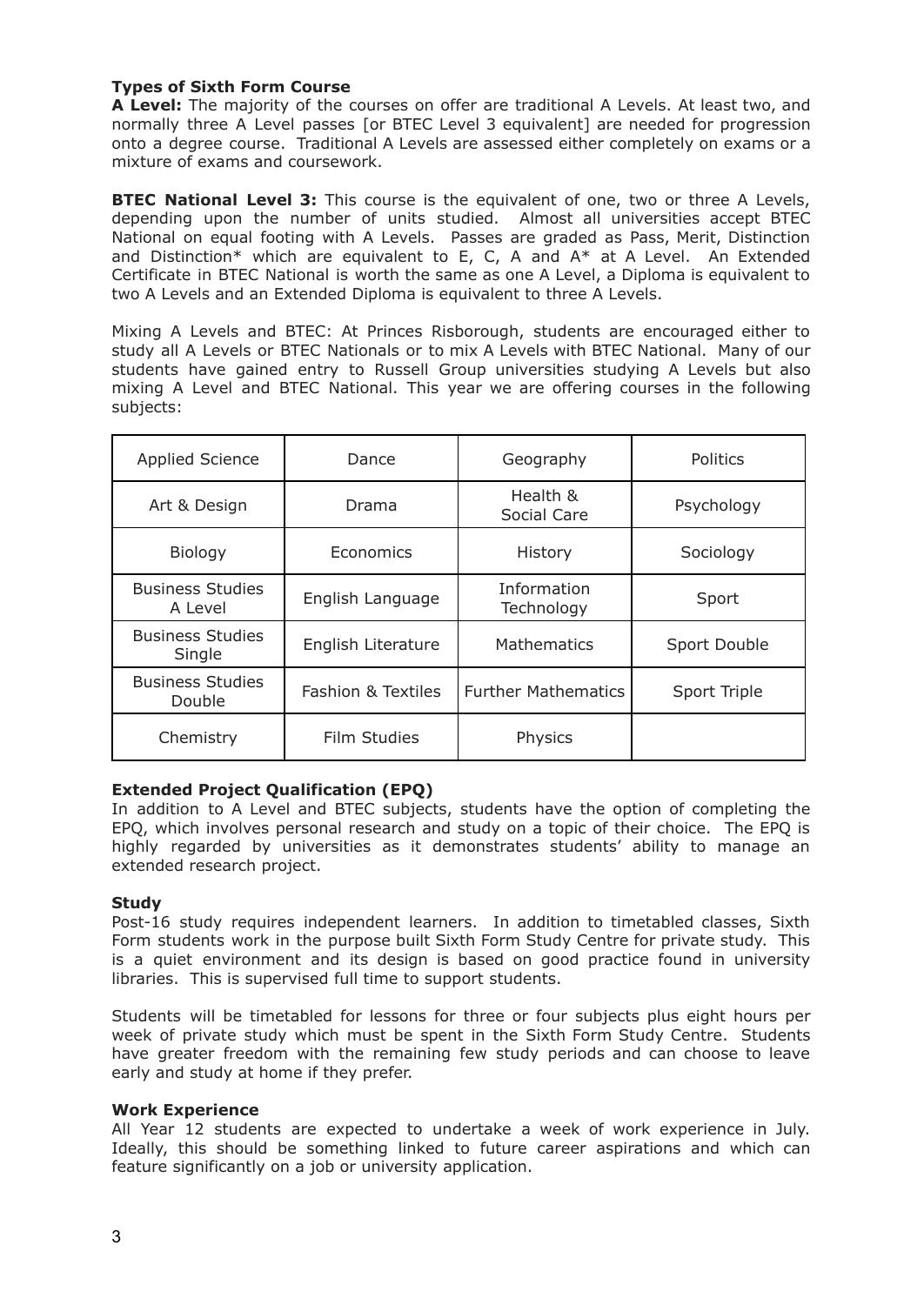### Types of Sixth Form Course

**A Level:** The majority of the courses on offer are traditional A Levels. At least two, and normally three A Level passes [or BTEC Level 3 equivalent] are needed for progression onto a degree course. Traditional A Levels are assessed either completely on exams or a mixture of exams and coursework.

**BTEC National Level 3:** This course is the equivalent of one, two or three A Levels, depending upon the number of units studied. Almost all universities accept BTEC National on equal footing with A Levels. Passes are graded as Pass, Merit, Distinction and Distinction* which are equivalent to E, C, A and A* at A Level. An Extended Certificate in BTEC National is worth the same as one A Level, a Diploma is equivalent to two A Levels and an Extended Diploma is equivalent to three A Levels.

Mixing A Levels and BTEC: At Princes Risborough, students are encouraged either to study all A Levels or BTEC Nationals or to mix A Levels with BTEC National. Many of our students have gained entry to Russell Group universities studying A Levels but also mixing A Level and BTEC National. This year we are offering courses in the following subjects:

| | | | |
|---|---|---|---|
| Applied Science | Dance | Geography | Politics |
| Art & Design | Drama | Health & Social Care | Psychology |
| Biology | Economics | History | Sociology |
| Business Studies A Level | English Language | Information Technology | Sport |
| Business Studies Single | English Literature | Mathematics | Sport Double |
| Business Studies Double | Fashion & Textiles | Further Mathematics | Sport Triple |
| Chemistry | Film Studies | Physics | |

### Extended Project Qualification (EPQ)

In addition to A Level and BTEC subjects, students have the option of completing the EPQ, which involves personal research and study on a topic of their choice. The EPQ is highly regarded by universities as it demonstrates students' ability to manage an extended research project.

### Study

Post-16 study requires independent learners. In addition to timetabled classes, Sixth Form students work in the purpose built Sixth Form Study Centre for private study. This is a quiet environment and its design is based on good practice found in university libraries. This is supervised full time to support students.

Students will be timetabled for lessons for three or four subjects plus eight hours per week of private study which must be spent in the Sixth Form Study Centre. Students have greater freedom with the remaining few study periods and can choose to leave early and study at home if they prefer.

### Work Experience

All Year 12 students are expected to undertake a week of work experience in July. Ideally, this should be something linked to future career aspirations and which can feature significantly on a job or university application.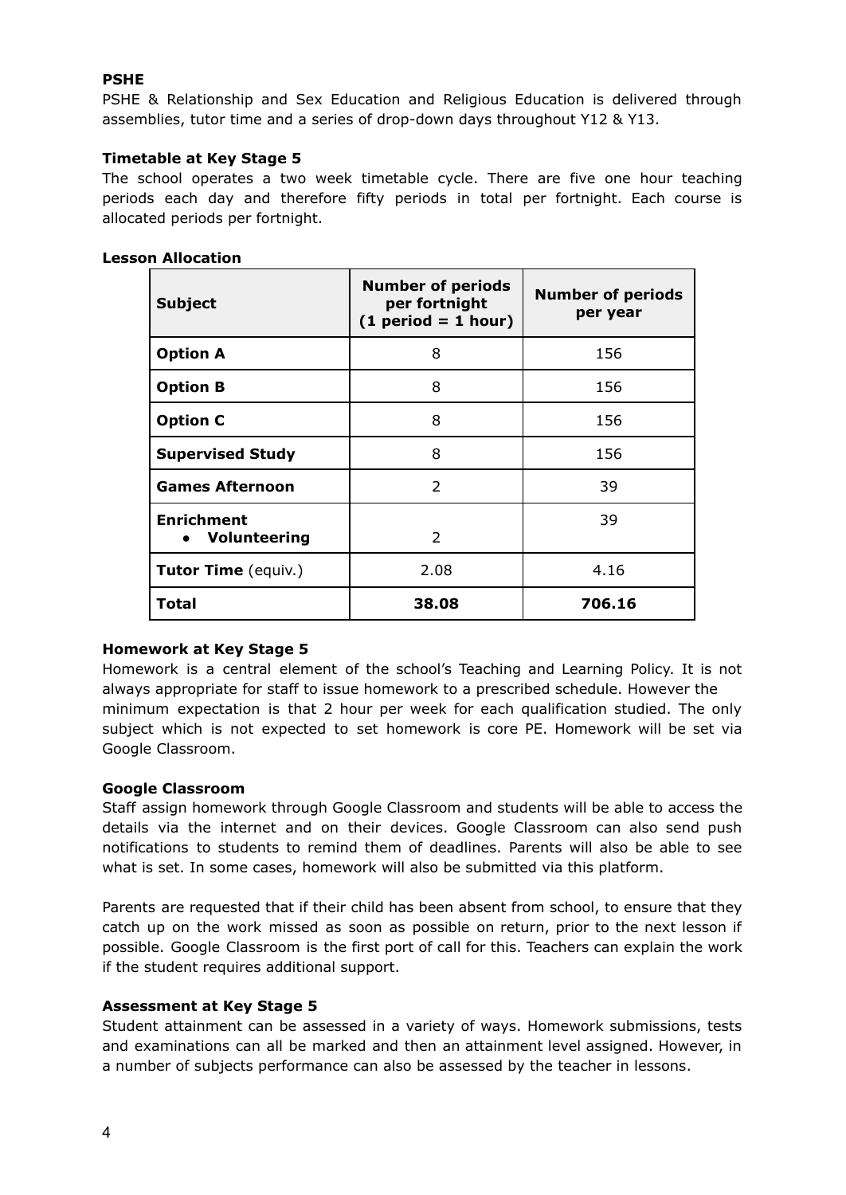**PSHE**

PSHE & Relationship and Sex Education and Religious Education is delivered through assemblies, tutor time and a series of drop-down days throughout Y12 & Y13.

**Timetable at Key Stage 5**

The school operates a two week timetable cycle. There are five one hour teaching periods each day and therefore fifty periods in total per fortnight. Each course is allocated periods per fortnight.

**Lesson Allocation**

| Subject | Number of periods per fortnight (1 period = 1 hour) | Number of periods per year |
|---|---|---|
| **Option A** | 8 | 156 |
| **Option B** | 8 | 156 |
| **Option C** | 8 | 156 |
| **Supervised Study** | 8 | 156 |
| **Games Afternoon** | 2 | 39 |
| **Enrichment**<br>• **Volunteering** | 2 | 39 |
| **Tutor Time** (equiv.) | 2.08 | 4.16 |
| **Total** | **38.08** | **706.16** |

**Homework at Key Stage 5**

Homework is a central element of the school's Teaching and Learning Policy. It is not always appropriate for staff to issue homework to a prescribed schedule. However the minimum expectation is that 2 hour per week for each qualification studied. The only subject which is not expected to set homework is core PE. Homework will be set via Google Classroom.

**Google Classroom**

Staff assign homework through Google Classroom and students will be able to access the details via the internet and on their devices. Google Classroom can also send push notifications to students to remind them of deadlines. Parents will also be able to see what is set. In some cases, homework will also be submitted via this platform.

Parents are requested that if their child has been absent from school, to ensure that they catch up on the work missed as soon as possible on return, prior to the next lesson if possible. Google Classroom is the first port of call for this. Teachers can explain the work if the student requires additional support.

**Assessment at Key Stage 5**

Student attainment can be assessed in a variety of ways. Homework submissions, tests and examinations can all be marked and then an attainment level assigned. However, in a number of subjects performance can also be assessed by the teacher in lessons.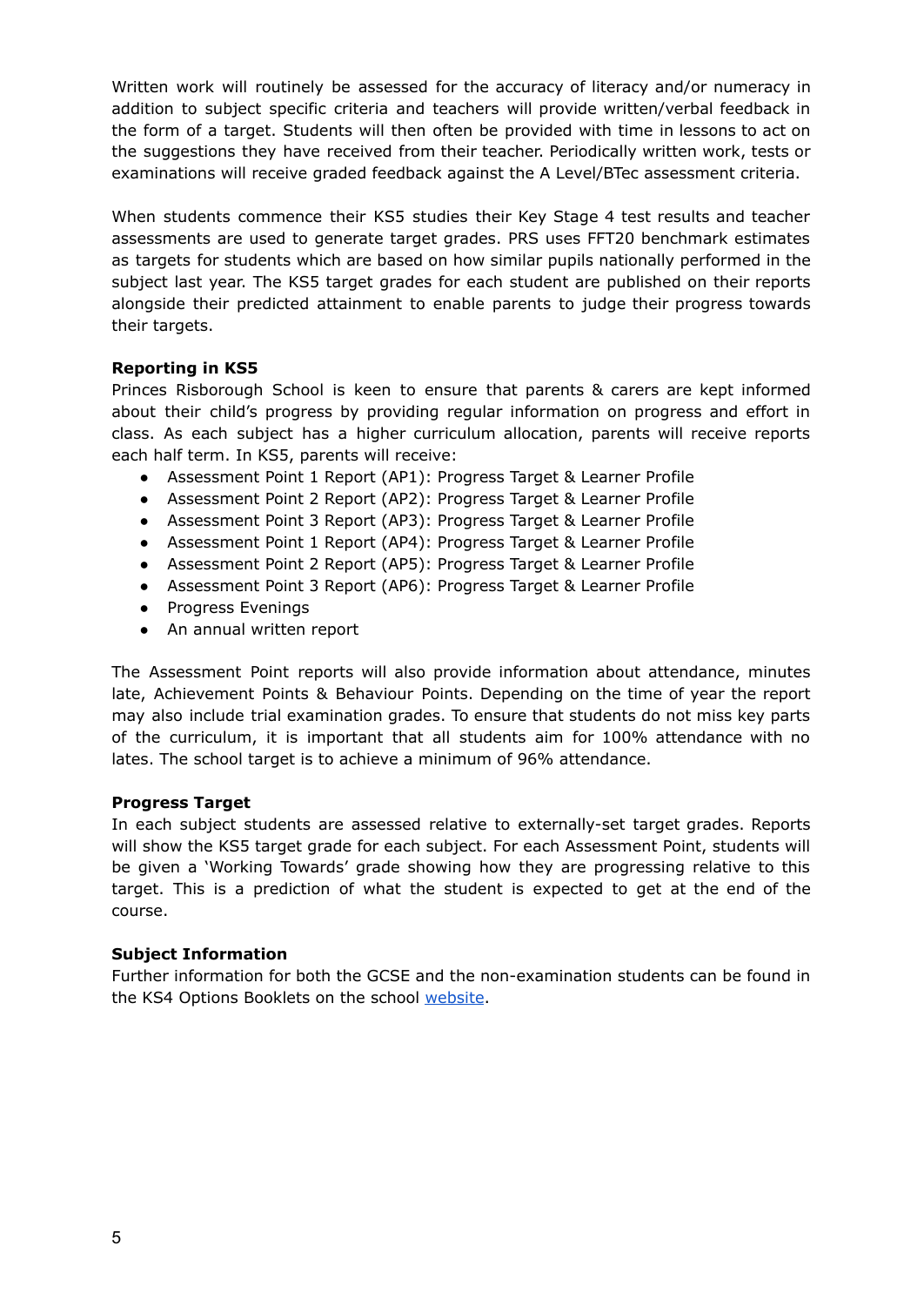Written work will routinely be assessed for the accuracy of literacy and/or numeracy in addition to subject specific criteria and teachers will provide written/verbal feedback in the form of a target. Students will then often be provided with time in lessons to act on the suggestions they have received from their teacher. Periodically written work, tests or examinations will receive graded feedback against the A Level/BTec assessment criteria.

When students commence their KS5 studies their Key Stage 4 test results and teacher assessments are used to generate target grades. PRS uses FFT20 benchmark estimates as targets for students which are based on how similar pupils nationally performed in the subject last year. The KS5 target grades for each student are published on their reports alongside their predicted attainment to enable parents to judge their progress towards their targets.

**Reporting in KS5**

Princes Risborough School is keen to ensure that parents & carers are kept informed about their child's progress by providing regular information on progress and effort in class. As each subject has a higher curriculum allocation, parents will receive reports each half term. In KS5, parents will receive:

- Assessment Point 1 Report (AP1): Progress Target & Learner Profile
- Assessment Point 2 Report (AP2): Progress Target & Learner Profile
- Assessment Point 3 Report (AP3): Progress Target & Learner Profile
- Assessment Point 1 Report (AP4): Progress Target & Learner Profile
- Assessment Point 2 Report (AP5): Progress Target & Learner Profile
- Assessment Point 3 Report (AP6): Progress Target & Learner Profile
- Progress Evenings
- An annual written report

The Assessment Point reports will also provide information about attendance, minutes late, Achievement Points & Behaviour Points. Depending on the time of year the report may also include trial examination grades. To ensure that students do not miss key parts of the curriculum, it is important that all students aim for 100% attendance with no lates. The school target is to achieve a minimum of 96% attendance.

**Progress Target**

In each subject students are assessed relative to externally-set target grades. Reports will show the KS5 target grade for each subject. For each Assessment Point, students will be given a 'Working Towards' grade showing how they are progressing relative to this target. This is a prediction of what the student is expected to get at the end of the course.

**Subject Information**

Further information for both the GCSE and the non-examination students can be found in the KS4 Options Booklets on the school website.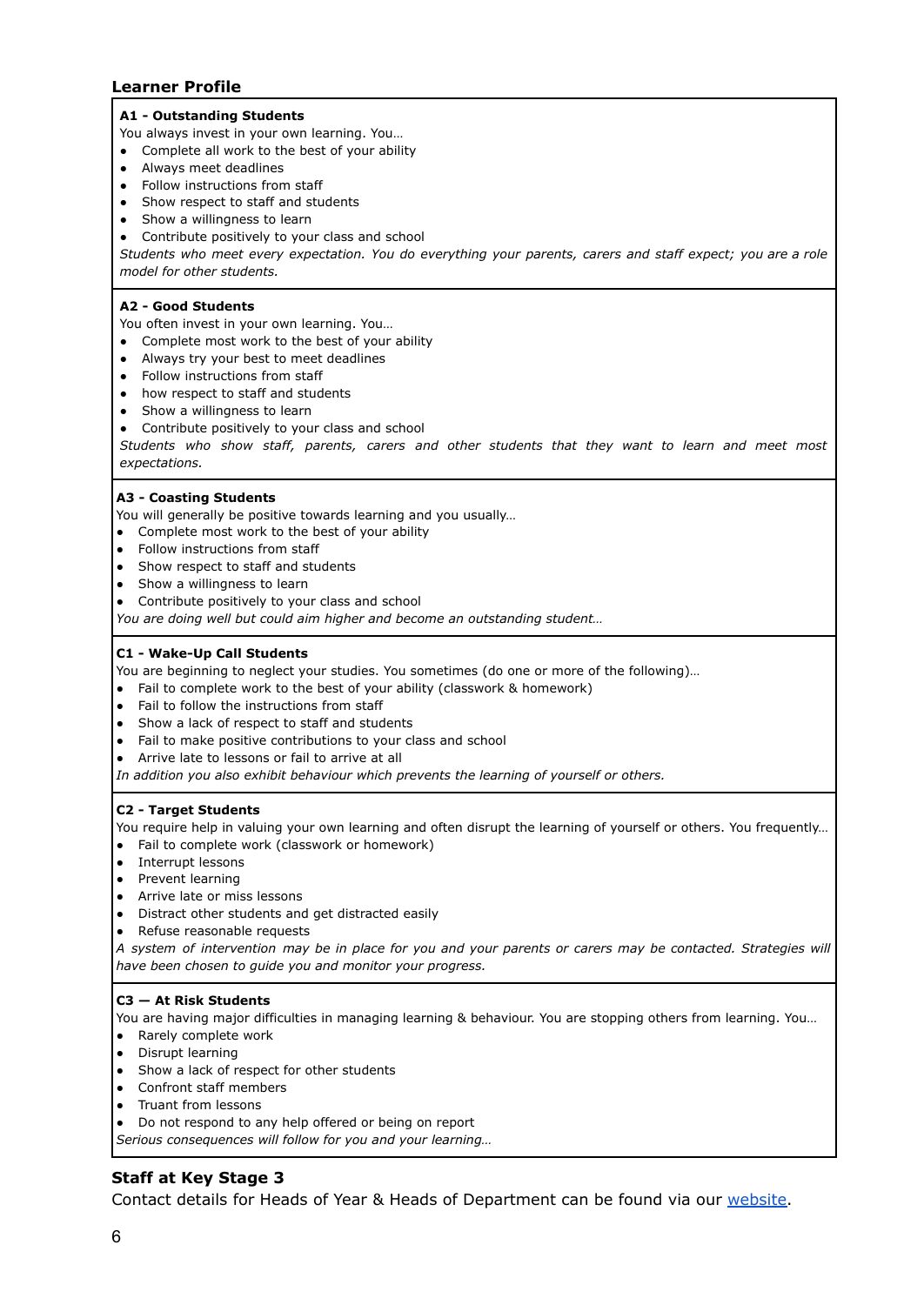## Learner Profile

**A1 - Outstanding Students**
You always invest in your own learning. You…
- Complete all work to the best of your ability
- Always meet deadlines
- Follow instructions from staff
- Show respect to staff and students
- Show a willingness to learn
- Contribute positively to your class and school

*Students who meet every expectation. You do everything your parents, carers and staff expect; you are a role model for other students.*

**A2 - Good Students**
You often invest in your own learning. You…
- Complete most work to the best of your ability
- Always try your best to meet deadlines
- Follow instructions from staff
- how respect to staff and students
- Show a willingness to learn
- Contribute positively to your class and school

*Students who show staff, parents, carers and other students that they want to learn and meet most expectations.*

**A3 - Coasting Students**
You will generally be positive towards learning and you usually…
- Complete most work to the best of your ability
- Follow instructions from staff
- Show respect to staff and students
- Show a willingness to learn
- Contribute positively to your class and school

*You are doing well but could aim higher and become an outstanding student…*

**C1 - Wake-Up Call Students**
You are beginning to neglect your studies. You sometimes (do one or more of the following)…
- Fail to complete work to the best of your ability (classwork & homework)
- Fail to follow the instructions from staff
- Show a lack of respect to staff and students
- Fail to make positive contributions to your class and school
- Arrive late to lessons or fail to arrive at all

*In addition you also exhibit behaviour which prevents the learning of yourself or others.*

**C2 - Target Students**
You require help in valuing your own learning and often disrupt the learning of yourself or others. You frequently…
- Fail to complete work (classwork or homework)
- Interrupt lessons
- Prevent learning
- Arrive late or miss lessons
- Distract other students and get distracted easily
- Refuse reasonable requests

*A system of intervention may be in place for you and your parents or carers may be contacted. Strategies will have been chosen to guide you and monitor your progress.*

**C3 — At Risk Students**
You are having major difficulties in managing learning & behaviour. You are stopping others from learning. You…
- Rarely complete work
- Disrupt learning
- Show a lack of respect for other students
- Confront staff members
- Truant from lessons
- Do not respond to any help offered or being on report

*Serious consequences will follow for you and your learning…*

## Staff at Key Stage 3

Contact details for Heads of Year & Heads of Department can be found via our website.